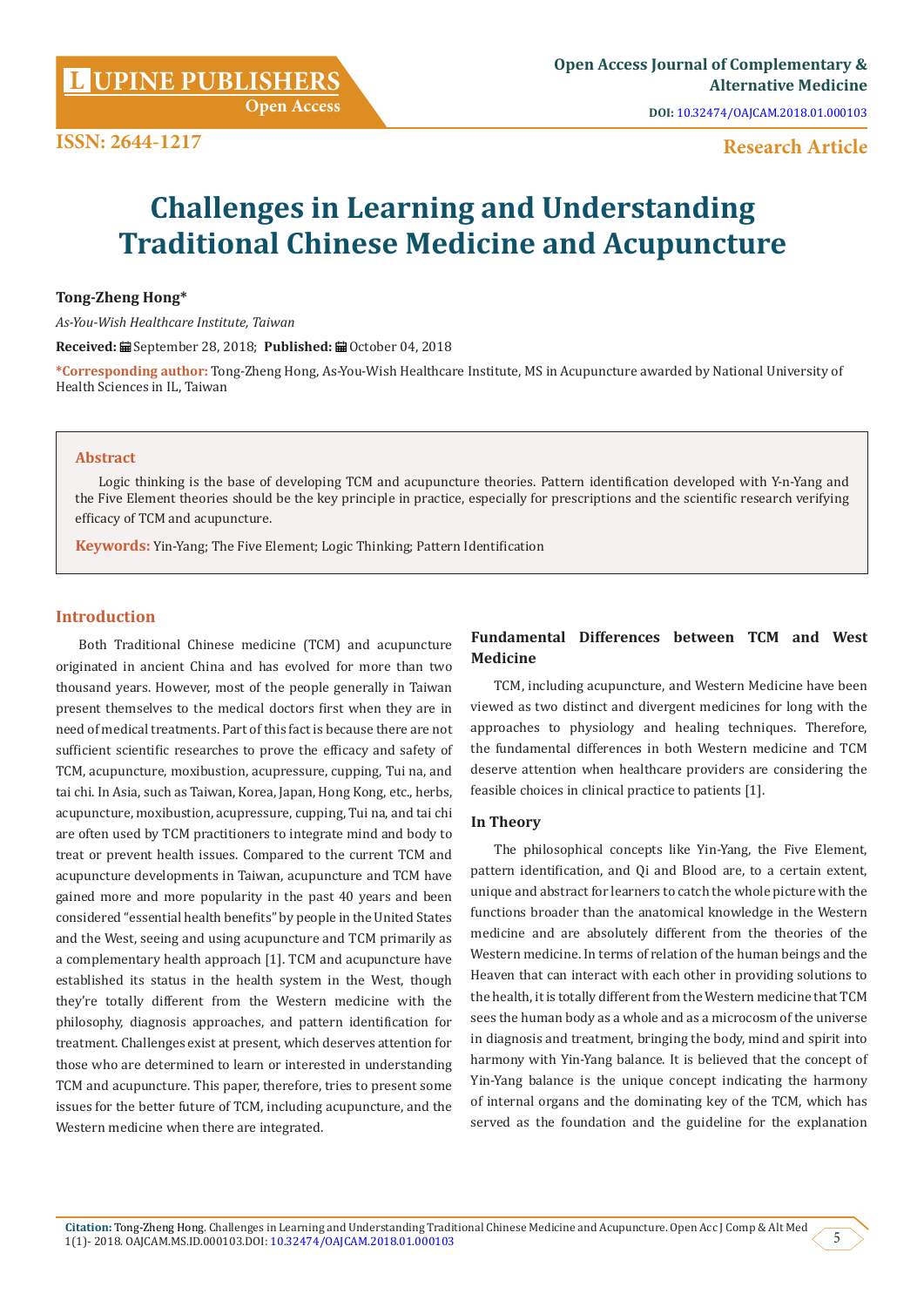# Challenges in Learning and Understanding Traditional Chinese Medicine and Acupuncture

**Tong-Zheng Hong***

*As-You-Wish Healthcare Institute, Taiwan*

**Received:** September 28, 2018; **Published:** October 04, 2018

***Corresponding author:** Tong-Zheng Hong, As-You-Wish Healthcare Institute, MS in Acupuncture awarded by National University of Health Sciences in IL, Taiwan

## Abstract

Logic thinking is the base of developing TCM and acupuncture theories. Pattern identification developed with Y-n-Yang and the Five Element theories should be the key principle in practice, especially for prescriptions and the scientific research verifying efficacy of TCM and acupuncture.

**Keywords:** Yin-Yang; The Five Element; Logic Thinking; Pattern Identification

## Introduction

Both Traditional Chinese medicine (TCM) and acupuncture originated in ancient China and has evolved for more than two thousand years. However, most of the people generally in Taiwan present themselves to the medical doctors first when they are in need of medical treatments. Part of this fact is because there are not sufficient scientific researches to prove the efficacy and safety of TCM, acupuncture, moxibustion, acupressure, cupping, Tui na, and tai chi. In Asia, such as Taiwan, Korea, Japan, Hong Kong, etc., herbs, acupuncture, moxibustion, acupressure, cupping, Tui na, and tai chi are often used by TCM practitioners to integrate mind and body to treat or prevent health issues. Compared to the current TCM and acupuncture developments in Taiwan, acupuncture and TCM have gained more and more popularity in the past 40 years and been considered "essential health benefits" by people in the United States and the West, seeing and using acupuncture and TCM primarily as a complementary health approach [1]. TCM and acupuncture have established its status in the health system in the West, though they're totally different from the Western medicine with the philosophy, diagnosis approaches, and pattern identification for treatment. Challenges exist at present, which deserves attention for those who are determined to learn or interested in understanding TCM and acupuncture. This paper, therefore, tries to present some issues for the better future of TCM, including acupuncture, and the Western medicine when there are integrated.

## Fundamental Differences between TCM and West Medicine

TCM, including acupuncture, and Western Medicine have been viewed as two distinct and divergent medicines for long with the approaches to physiology and healing techniques. Therefore, the fundamental differences in both Western medicine and TCM deserve attention when healthcare providers are considering the feasible choices in clinical practice to patients [1].

### In Theory

The philosophical concepts like Yin-Yang, the Five Element, pattern identification, and Qi and Blood are, to a certain extent, unique and abstract for learners to catch the whole picture with the functions broader than the anatomical knowledge in the Western medicine and are absolutely different from the theories of the Western medicine. In terms of relation of the human beings and the Heaven that can interact with each other in providing solutions to the health, it is totally different from the Western medicine that TCM sees the human body as a whole and as a microcosm of the universe in diagnosis and treatment, bringing the body, mind and spirit into harmony with Yin-Yang balance. It is believed that the concept of Yin-Yang balance is the unique concept indicating the harmony of internal organs and the dominating key of the TCM, which has served as the foundation and the guideline for the explanation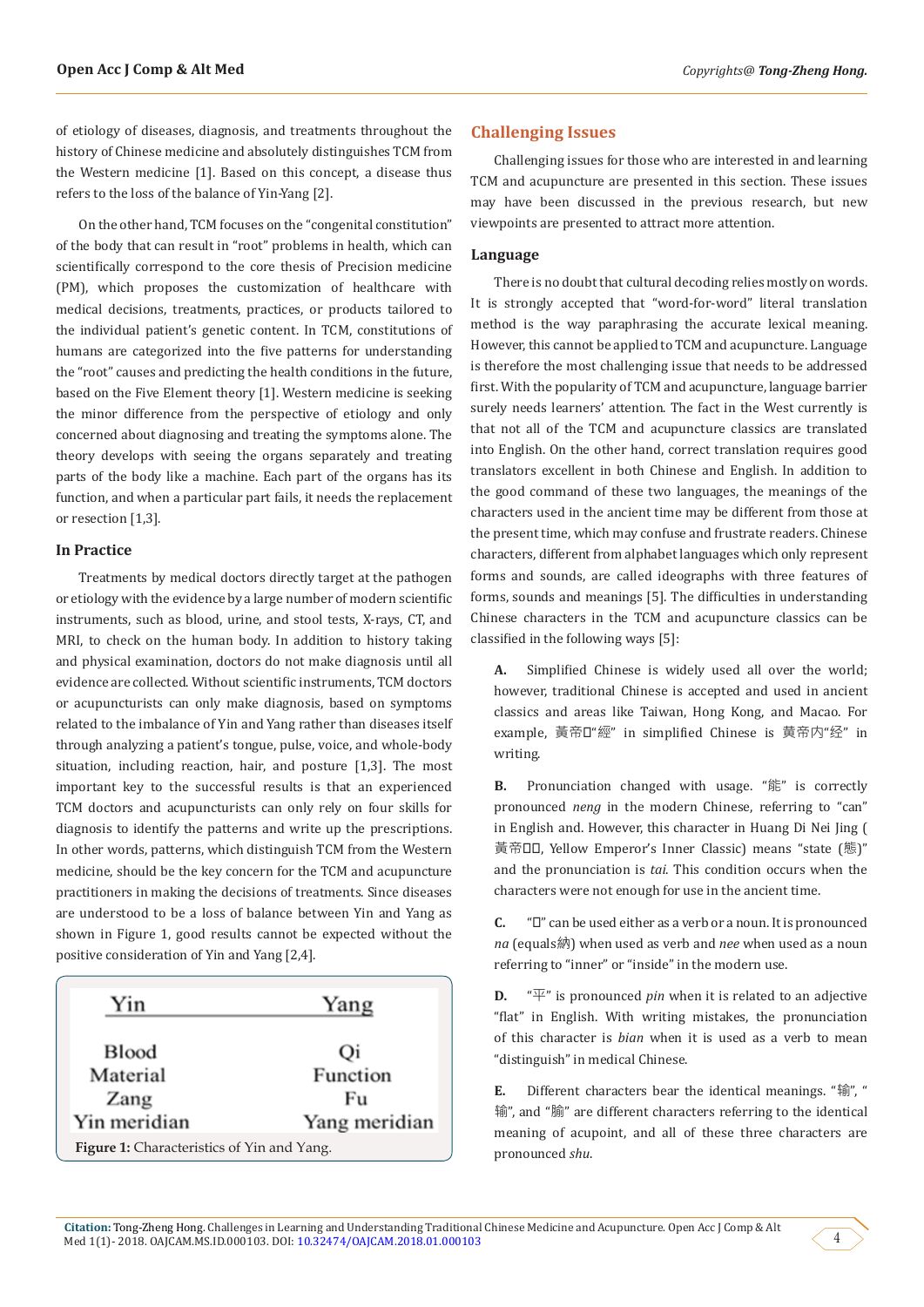of etiology of diseases, diagnosis, and treatments throughout the history of Chinese medicine and absolutely distinguishes TCM from the Western medicine [1]. Based on this concept, a disease thus refers to the loss of the balance of Yin-Yang [2].

On the other hand, TCM focuses on the "congenital constitution" of the body that can result in "root" problems in health, which can scientifically correspond to the core thesis of Precision medicine (PM), which proposes the customization of healthcare with medical decisions, treatments, practices, or products tailored to the individual patient's genetic content. In TCM, constitutions of humans are categorized into the five patterns for understanding the "root" causes and predicting the health conditions in the future, based on the Five Element theory [1]. Western medicine is seeking the minor difference from the perspective of etiology and only concerned about diagnosing and treating the symptoms alone. The theory develops with seeing the organs separately and treating parts of the body like a machine. Each part of the organs has its function, and when a particular part fails, it needs the replacement or resection [1,3].

### In Practice

Treatments by medical doctors directly target at the pathogen or etiology with the evidence by a large number of modern scientific instruments, such as blood, urine, and stool tests, X-rays, CT, and MRI, to check on the human body. In addition to history taking and physical examination, doctors do not make diagnosis until all evidence are collected. Without scientific instruments, TCM doctors or acupuncturists can only make diagnosis, based on symptoms related to the imbalance of Yin and Yang rather than diseases itself through analyzing a patient's tongue, pulse, voice, and whole-body situation, including reaction, hair, and posture [1,3]. The most important key to the successful results is that an experienced TCM doctors and acupuncturists can only rely on four skills for diagnosis to identify the patterns and write up the prescriptions. In other words, patterns, which distinguish TCM from the Western medicine, should be the key concern for the TCM and acupuncture practitioners in making the decisions of treatments. Since diseases are understood to be a loss of balance between Yin and Yang as shown in Figure 1, good results cannot be expected without the positive consideration of Yin and Yang [2,4].

| Yin | Yang |
|---|---|
| Blood | Qi |
| Material | Function |
| Zang | Fu |
| Yin meridian | Yang meridian |

**Figure 1:** Characteristics of Yin and Yang.

## Challenging Issues

Challenging issues for those who are interested in and learning TCM and acupuncture are presented in this section. These issues may have been discussed in the previous research, but new viewpoints are presented to attract more attention.

### Language

There is no doubt that cultural decoding relies mostly on words. It is strongly accepted that "word-for-word" literal translation method is the way paraphrasing the accurate lexical meaning. However, this cannot be applied to TCM and acupuncture. Language is therefore the most challenging issue that needs to be addressed first. With the popularity of TCM and acupuncture, language barrier surely needs learners' attention. The fact in the West currently is that not all of the TCM and acupuncture classics are translated into English. On the other hand, correct translation requires good translators excellent in both Chinese and English. In addition to the good command of these two languages, the meanings of the characters used in the ancient time may be different from those at the present time, which may confuse and frustrate readers. Chinese characters, different from alphabet languages which only represent forms and sounds, are called ideographs with three features of forms, sounds and meanings [5]. The difficulties in understanding Chinese characters in the TCM and acupuncture classics can be classified in the following ways [5]:

**A.** Simplified Chinese is widely used all over the world; however, traditional Chinese is accepted and used in ancient classics and areas like Taiwan, Hong Kong, and Macao. For example, 黃帝□"經" in simplified Chinese is 黄帝内"经" in writing.

**B.** Pronunciation changed with usage. "能" is correctly pronounced *neng* in the modern Chinese, referring to "can" in English and. However, this character in Huang Di Nei Jing (黃帝□□, Yellow Emperor's Inner Classic) means "state (態)" and the pronunciation is *tai*. This condition occurs when the characters were not enough for use in the ancient time.

**C.** "□" can be used either as a verb or a noun. It is pronounced *na* (equals納) when used as verb and *nee* when used as a noun referring to "inner" or "inside" in the modern use.

**D.** "平" is pronounced *pin* when it is related to an adjective "flat" in English. With writing mistakes, the pronunciation of this character is *bian* when it is used as a verb to mean "distinguish" in medical Chinese.

**E.** Different characters bear the identical meanings. "输", "输", and "腧" are different characters referring to the identical meaning of acupoint, and all of these three characters are pronounced *shu*.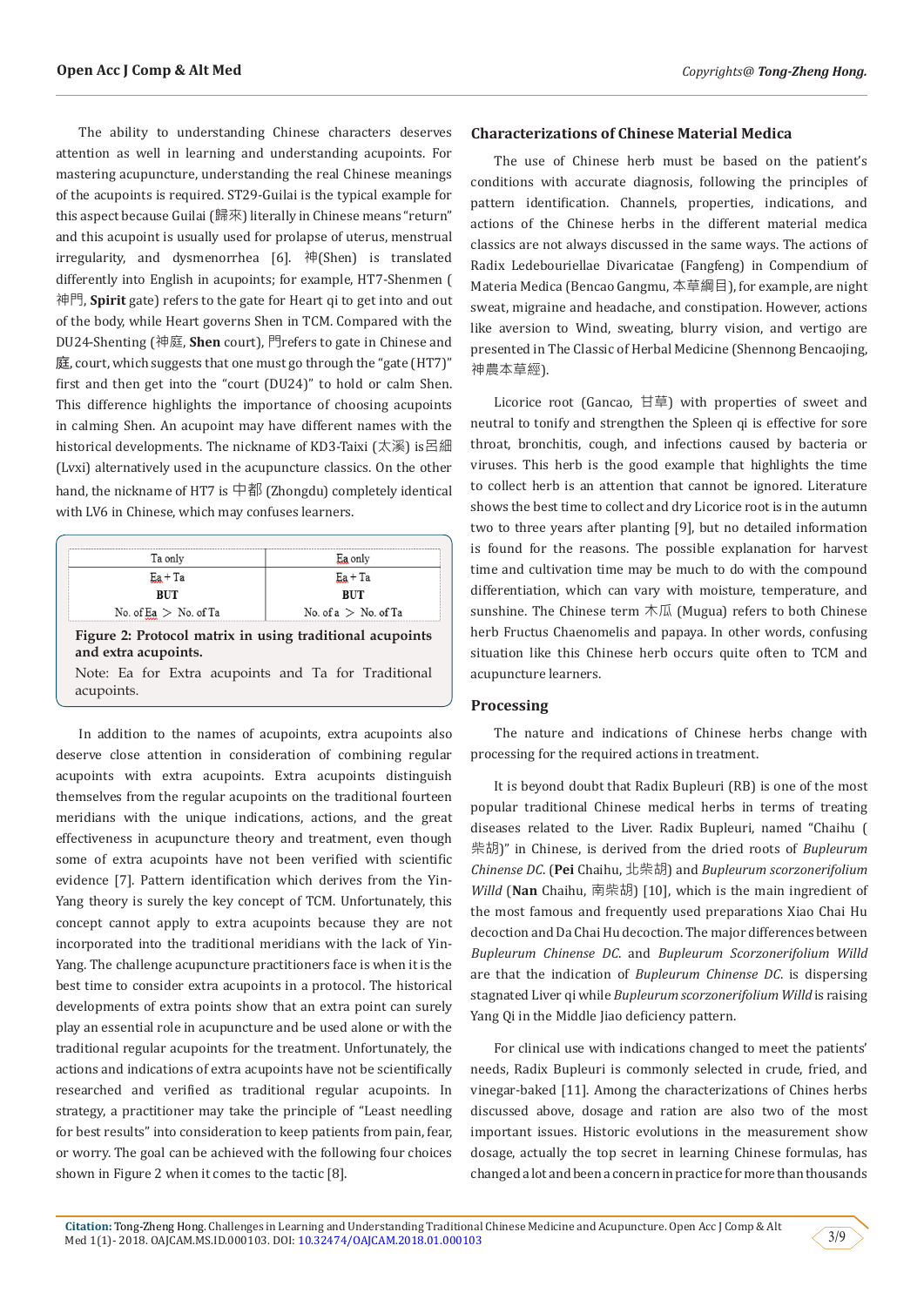The ability to understanding Chinese characters deserves attention as well in learning and understanding acupoints. For mastering acupuncture, understanding the real Chinese meanings of the acupoints is required. ST29-Guilai is the typical example for this aspect because Guilai (歸來) literally in Chinese means "return" and this acupoint is usually used for prolapse of uterus, menstrual irregularity, and dysmenorrhea [6]. 神(Shen) is translated differently into English in acupoints; for example, HT7-Shenmen (神門, **Spirit** gate) refers to the gate for Heart qi to get into and out of the body, while Heart governs Shen in TCM. Compared with the DU24-Shenting (神庭, **Shen** court), 門refers to gate in Chinese and 庭, court, which suggests that one must go through the "gate (HT7)" first and then get into the "court (DU24)" to hold or calm Shen. This difference highlights the importance of choosing acupoints in calming Shen. An acupoint may have different names with the historical developments. The nickname of KD3-Taixi (太溪) is呂細 (Lvxi) alternatively used in the acupuncture classics. On the other hand, the nickname of HT7 is 中都 (Zhongdu) completely identical with LV6 in Chinese, which may confuses learners.

| Ta only | Ea only |
|---|---|
| Ea + Ta<br>**BUT**<br>No. of Ea > No. of Ta | Ea + Ta<br>**BUT**<br>No. of a > No. of Ta |

**Figure 2: Protocol matrix in using traditional acupoints and extra acupoints.**

Note: Ea for Extra acupoints and Ta for Traditional acupoints.

In addition to the names of acupoints, extra acupoints also deserve close attention in consideration of combining regular acupoints with extra acupoints. Extra acupoints distinguish themselves from the regular acupoints on the traditional fourteen meridians with the unique indications, actions, and the great effectiveness in acupuncture theory and treatment, even though some of extra acupoints have not been verified with scientific evidence [7]. Pattern identification which derives from the Yin-Yang theory is surely the key concept of TCM. Unfortunately, this concept cannot apply to extra acupoints because they are not incorporated into the traditional meridians with the lack of Yin-Yang. The challenge acupuncture practitioners face is when it is the best time to consider extra acupoints in a protocol. The historical developments of extra points show that an extra point can surely play an essential role in acupuncture and be used alone or with the traditional regular acupoints for the treatment. Unfortunately, the actions and indications of extra acupoints have not be scientifically researched and verified as traditional regular acupoints. In strategy, a practitioner may take the principle of "Least needling for best results" into consideration to keep patients from pain, fear, or worry. The goal can be achieved with the following four choices shown in Figure 2 when it comes to the tactic [8].

## Characterizations of Chinese Material Medica

The use of Chinese herb must be based on the patient's conditions with accurate diagnosis, following the principles of pattern identification. Channels, properties, indications, and actions of the Chinese herbs in the different material medica classics are not always discussed in the same ways. The actions of Radix Ledebouriellae Divaricatae (Fangfeng) in Compendium of Materia Medica (Bencao Gangmu, 本草綱目), for example, are night sweat, migraine and headache, and constipation. However, actions like aversion to Wind, sweating, blurry vision, and vertigo are presented in The Classic of Herbal Medicine (Shennong Bencaojing, 神農本草經).

Licorice root (Gancao, 甘草) with properties of sweet and neutral to tonify and strengthen the Spleen qi is effective for sore throat, bronchitis, cough, and infections caused by bacteria or viruses. This herb is the good example that highlights the time to collect herb is an attention that cannot be ignored. Literature shows the best time to collect and dry Licorice root is in the autumn two to three years after planting [9], but no detailed information is found for the reasons. The possible explanation for harvest time and cultivation time may be much to do with the compound differentiation, which can vary with moisture, temperature, and sunshine. The Chinese term 木瓜 (Mugua) refers to both Chinese herb Fructus Chaenomelis and papaya. In other words, confusing situation like this Chinese herb occurs quite often to TCM and acupuncture learners.

## Processing

The nature and indications of Chinese herbs change with processing for the required actions in treatment.

It is beyond doubt that Radix Bupleuri (RB) is one of the most popular traditional Chinese medical herbs in terms of treating diseases related to the Liver. Radix Bupleuri, named "Chaihu (柴胡)" in Chinese, is derived from the dried roots of *Bupleurum Chinense DC*. (**Pei** Chaihu, 北柴胡) and *Bupleurum scorzonerifolium Willd* (**Nan** Chaihu, 南柴胡) [10], which is the main ingredient of the most famous and frequently used preparations Xiao Chai Hu decoction and Da Chai Hu decoction. The major differences between *Bupleurum Chinense DC*. and *Bupleurum Scorzonerifolium Willd* are that the indication of *Bupleurum Chinense DC*. is dispersing stagnated Liver qi while *Bupleurum scorzonerifolium Willd* is raising Yang Qi in the Middle Jiao deficiency pattern.

For clinical use with indications changed to meet the patients' needs, Radix Bupleuri is commonly selected in crude, fried, and vinegar-baked [11]. Among the characterizations of Chines herbs discussed above, dosage and ration are also two of the most important issues. Historic evolutions in the measurement show dosage, actually the top secret in learning Chinese formulas, has changed a lot and been a concern in practice for more than thousands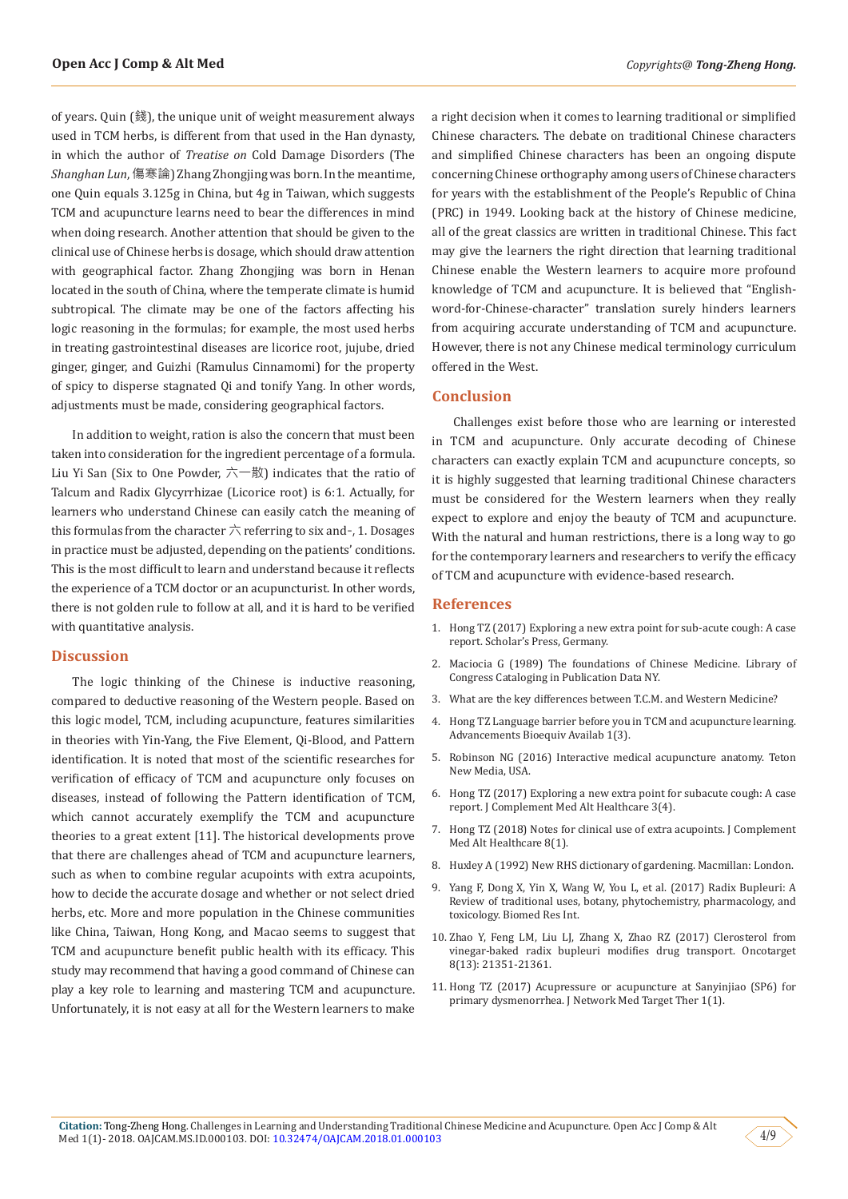of years. Quin (錢), the unique unit of weight measurement always used in TCM herbs, is different from that used in the Han dynasty, in which the author of *Treatise on* Cold Damage Disorders (The *Shanghan Lun*, 傷寒論) Zhang Zhongjing was born. In the meantime, one Quin equals 3.125g in China, but 4g in Taiwan, which suggests TCM and acupuncture learns need to bear the differences in mind when doing research. Another attention that should be given to the clinical use of Chinese herbs is dosage, which should draw attention with geographical factor. Zhang Zhongjing was born in Henan located in the south of China, where the temperate climate is humid subtropical. The climate may be one of the factors affecting his logic reasoning in the formulas; for example, the most used herbs in treating gastrointestinal diseases are licorice root, jujube, dried ginger, ginger, and Guizhi (Ramulus Cinnamomi) for the property of spicy to disperse stagnated Qi and tonify Yang. In other words, adjustments must be made, considering geographical factors.

In addition to weight, ration is also the concern that must been taken into consideration for the ingredient percentage of a formula. Liu Yi San (Six to One Powder, 六一散) indicates that the ratio of Talcum and Radix Glycyrrhizae (Licorice root) is 6:1. Actually, for learners who understand Chinese can easily catch the meaning of this formulas from the character 六 referring to six and-, 1. Dosages in practice must be adjusted, depending on the patients' conditions. This is the most difficult to learn and understand because it reflects the experience of a TCM doctor or an acupuncturist. In other words, there is not golden rule to follow at all, and it is hard to be verified with quantitative analysis.

## Discussion

The logic thinking of the Chinese is inductive reasoning, compared to deductive reasoning of the Western people. Based on this logic model, TCM, including acupuncture, features similarities in theories with Yin-Yang, the Five Element, Qi-Blood, and Pattern identification. It is noted that most of the scientific researches for verification of efficacy of TCM and acupuncture only focuses on diseases, instead of following the Pattern identification of TCM, which cannot accurately exemplify the TCM and acupuncture theories to a great extent [11]. The historical developments prove that there are challenges ahead of TCM and acupuncture learners, such as when to combine regular acupoints with extra acupoints, how to decide the accurate dosage and whether or not select dried herbs, etc. More and more population in the Chinese communities like China, Taiwan, Hong Kong, and Macao seems to suggest that TCM and acupuncture benefit public health with its efficacy. This study may recommend that having a good command of Chinese can play a key role to learning and mastering TCM and acupuncture. Unfortunately, it is not easy at all for the Western learners to make a right decision when it comes to learning traditional or simplified Chinese characters. The debate on traditional Chinese characters and simplified Chinese characters has been an ongoing dispute concerning Chinese orthography among users of Chinese characters for years with the establishment of the People's Republic of China (PRC) in 1949. Looking back at the history of Chinese medicine, all of the great classics are written in traditional Chinese. This fact may give the learners the right direction that learning traditional Chinese enable the Western learners to acquire more profound knowledge of TCM and acupuncture. It is believed that "English-word-for-Chinese-character" translation surely hinders learners from acquiring accurate understanding of TCM and acupuncture. However, there is not any Chinese medical terminology curriculum offered in the West.

## Conclusion

Challenges exist before those who are learning or interested in TCM and acupuncture. Only accurate decoding of Chinese characters can exactly explain TCM and acupuncture concepts, so it is highly suggested that learning traditional Chinese characters must be considered for the Western learners when they really expect to explore and enjoy the beauty of TCM and acupuncture. With the natural and human restrictions, there is a long way to go for the contemporary learners and researchers to verify the efficacy of TCM and acupuncture with evidence-based research.

## References

1. Hong TZ (2017) Exploring a new extra point for sub-acute cough: A case report. Scholar's Press, Germany.
2. Maciocia G (1989) The foundations of Chinese Medicine. Library of Congress Cataloging in Publication Data NY.
3. What are the key differences between T.C.M. and Western Medicine?
4. Hong TZ Language barrier before you in TCM and acupuncture learning. Advancements Bioequiv Availab 1(3).
5. Robinson NG (2016) Interactive medical acupuncture anatomy. Teton New Media, USA.
6. Hong TZ (2017) Exploring a new extra point for subacute cough: A case report. J Complement Med Alt Healthcare 3(4).
7. Hong TZ (2018) Notes for clinical use of extra acupoints. J Complement Med Alt Healthcare 8(1).
8. Huxley A (1992) New RHS dictionary of gardening. Macmillan: London.
9. Yang F, Dong X, Yin X, Wang W, You L, et al. (2017) Radix Bupleuri: A Review of traditional uses, botany, phytochemistry, pharmacology, and toxicology. Biomed Res Int.
10. Zhao Y, Feng LM, Liu LJ, Zhang X, Zhao RZ (2017) Clerosterol from vinegar-baked radix bupleuri modifies drug transport. Oncotarget 8(13): 21351-21361.
11. Hong TZ (2017) Acupressure or acupuncture at Sanyinjiao (SP6) for primary dysmenorrhea. J Network Med Target Ther 1(1).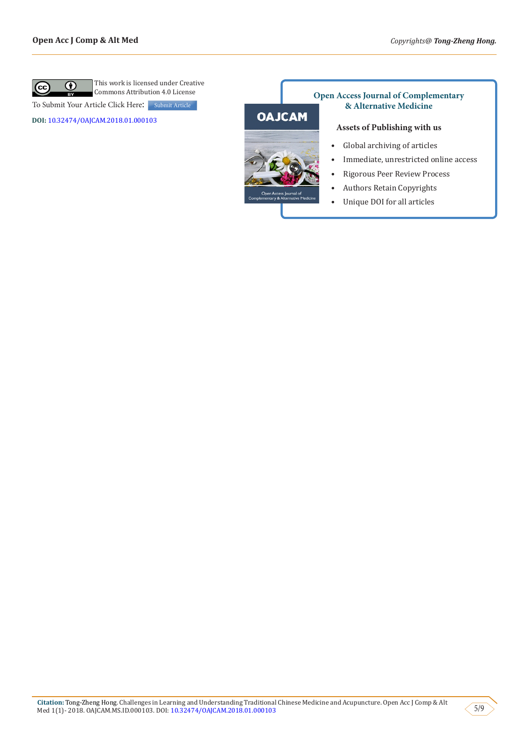This work is licensed under Creative Commons Attribution 4.0 License

To Submit Your Article Click Here: Submit Article

**DOI:** 10.32474/OAJCAM.2018.01.000103

**Open Access Journal of Complementary & Alternative Medicine**

OAJCAM

**Assets of Publishing with us**

- Global archiving of articles
- Immediate, unrestricted online access
- Rigorous Peer Review Process
- Authors Retain Copyrights
- Unique DOI for all articles

**Citation:** Tong-Zheng Hong. Challenges in Learning and Understanding Traditional Chinese Medicine and Acupuncture. Open Acc J Comp & Alt Med 1(1)- 2018. OAJCAM.MS.ID.000103. DOI: 10.32474/OAJCAM.2018.01.000103